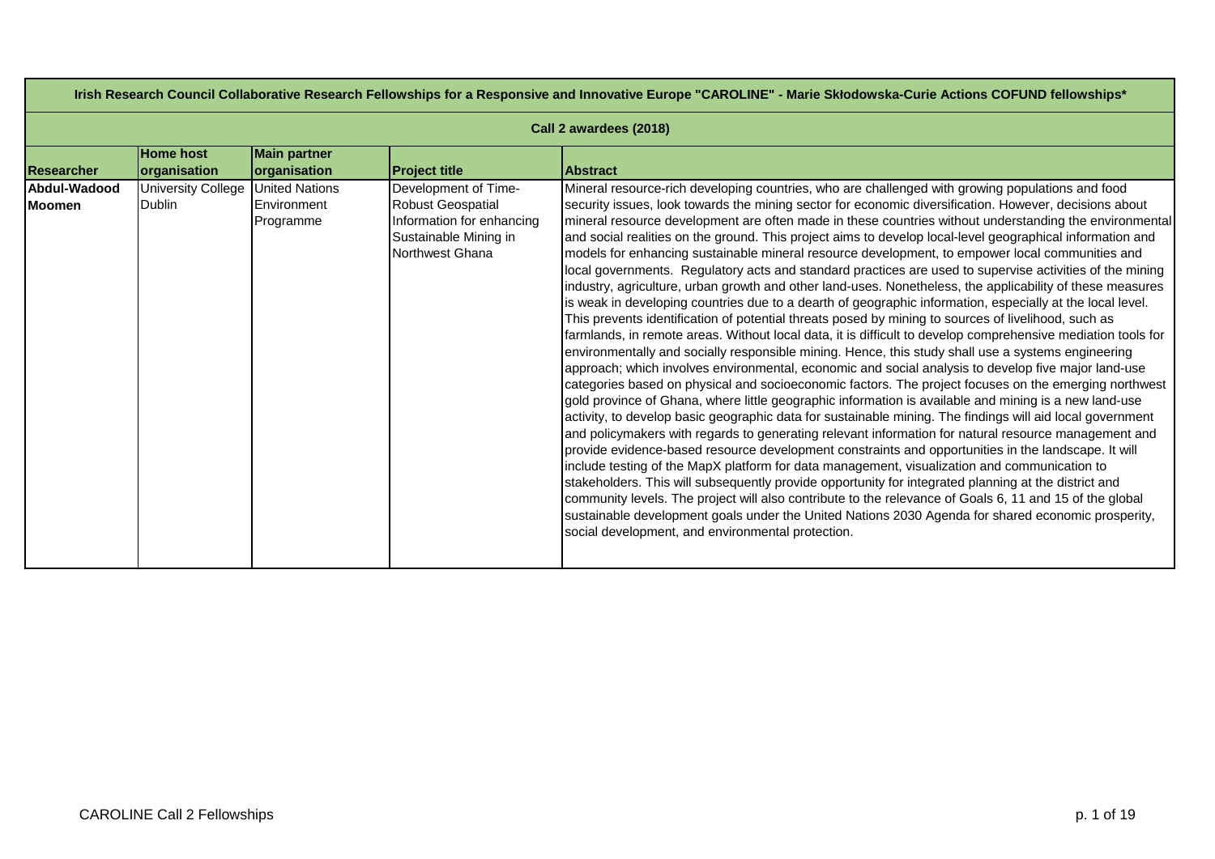# Irish Research Council Collaborative Research Fellowships for a Responsive and Innovative Europe "CAROLINE" - Marie Skłodowska-Curie Actions COFUND fellowships*

## Call 2 awardees (2018)

| Researcher | Home host organisation | Main partner organisation | Project title | Abstract |
| --- | --- | --- | --- | --- |
| **Abdul-Wadood Moomen** | University College Dublin | United Nations Environment Programme | Development of Time-Robust Geospatial Information for enhancing Sustainable Mining in Northwest Ghana | Mineral resource-rich developing countries, who are challenged with growing populations and food security issues, look towards the mining sector for economic diversification. However, decisions about mineral resource development are often made in these countries without understanding the environmental and social realities on the ground. This project aims to develop local-level geographical information and models for enhancing sustainable mineral resource development, to empower local communities and local governments. Regulatory acts and standard practices are used to supervise activities of the mining industry, agriculture, urban growth and other land-uses. Nonetheless, the applicability of these measures is weak in developing countries due to a dearth of geographic information, especially at the local level. This prevents identification of potential threats posed by mining to sources of livelihood, such as farmlands, in remote areas. Without local data, it is difficult to develop comprehensive mediation tools for environmentally and socially responsible mining. Hence, this study shall use a systems engineering approach; which involves environmental, economic and social analysis to develop five major land-use categories based on physical and socioeconomic factors. The project focuses on the emerging northwest gold province of Ghana, where little geographic information is available and mining is a new land-use activity, to develop basic geographic data for sustainable mining. The findings will aid local government and policymakers with regards to generating relevant information for natural resource management and provide evidence-based resource development constraints and opportunities in the landscape. It will include testing of the MapX platform for data management, visualization and communication to stakeholders. This will subsequently provide opportunity for integrated planning at the district and community levels. The project will also contribute to the relevance of Goals 6, 11 and 15 of the global sustainable development goals under the United Nations 2030 Agenda for shared economic prosperity, social development, and environmental protection. |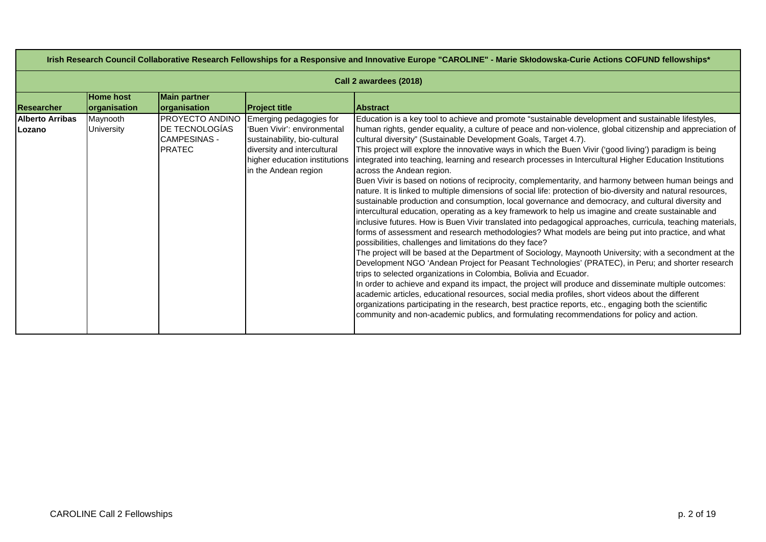| Irish Research Council Collaborative Research Fellowships for a Responsive and Innovative Europe "CAROLINE" - Marie Skłodowska-Curie Actions COFUND fellowships* | | | | |
|---|---|---|---|---|
| **Call 2 awardees (2018)** | | | | |
| **Researcher** | **Home host organisation** | **Main partner organisation** | **Project title** | **Abstract** |
| **Alberto Arribas Lozano** | Maynooth University | PROYECTO ANDINO DE TECNOLOGÍAS CAMPESINAS - PRATEC | Emerging pedagogies for 'Buen Vivir': environmental sustainability, bio-cultural diversity and intercultural higher education institutions in the Andean region | Education is a key tool to achieve and promote "sustainable development and sustainable lifestyles, human rights, gender equality, a culture of peace and non-violence, global citizenship and appreciation of cultural diversity" (Sustainable Development Goals, Target 4.7).<br>This project will explore the innovative ways in which the Buen Vivir ('good living') paradigm is being integrated into teaching, learning and research processes in Intercultural Higher Education Institutions across the Andean region.<br>Buen Vivir is based on notions of reciprocity, complementarity, and harmony between human beings and nature. It is linked to multiple dimensions of social life: protection of bio-diversity and natural resources, sustainable production and consumption, local governance and democracy, and cultural diversity and intercultural education, operating as a key framework to help us imagine and create sustainable and inclusive futures. How is Buen Vivir translated into pedagogical approaches, curricula, teaching materials, forms of assessment and research methodologies? What models are being put into practice, and what possibilities, challenges and limitations do they face?<br>The project will be based at the Department of Sociology, Maynooth University; with a secondment at the Development NGO 'Andean Project for Peasant Technologies' (PRATEC), in Peru; and shorter research trips to selected organizations in Colombia, Bolivia and Ecuador.<br>In order to achieve and expand its impact, the project will produce and disseminate multiple outcomes: academic articles, educational resources, social media profiles, short videos about the different organizations participating in the research, best practice reports, etc., engaging both the scientific community and non-academic publics, and formulating recommendations for policy and action. |

CAROLINE Call 2 Fellowships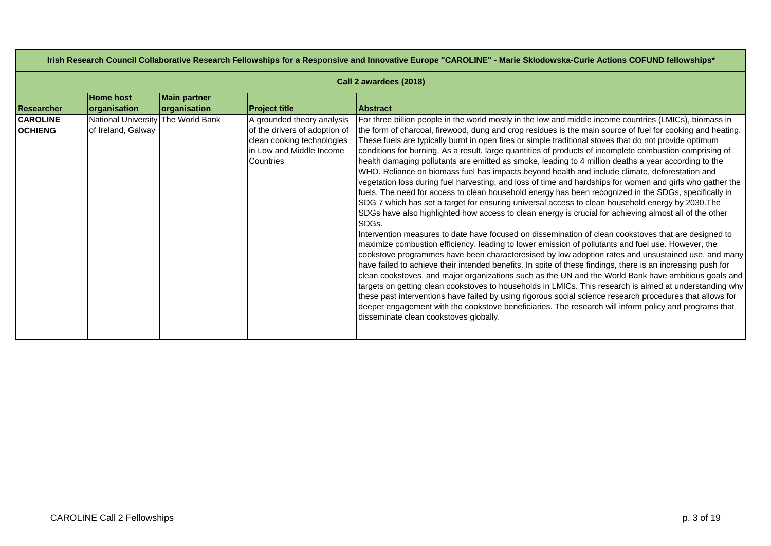| Irish Research Council Collaborative Research Fellowships for a Responsive and Innovative Europe "CAROLINE" - Marie Skłodowska-Curie Actions COFUND fellowships* | | | | |
|---|---|---|---|---|
| **Call 2 awardees (2018)** | | | | |
| **Researcher** | **Home host organisation** | **Main partner organisation** | **Project title** | **Abstract** |
| **CAROLINE OCHIENG** | National University of Ireland, Galway | The World Bank | A grounded theory analysis of the drivers of adoption of clean cooking technologies in Low and Middle Income Countries | For three billion people in the world mostly in the low and middle income countries (LMICs), biomass in the form of charcoal, firewood, dung and crop residues is the main source of fuel for cooking and heating. These fuels are typically burnt in open fires or simple traditional stoves that do not provide optimum conditions for burning. As a result, large quantities of products of incomplete combustion comprising of health damaging pollutants are emitted as smoke, leading to 4 million deaths a year according to the WHO. Reliance on biomass fuel has impacts beyond health and include climate, deforestation and vegetation loss during fuel harvesting, and loss of time and hardships for women and girls who gather the fuels. The need for access to clean household energy has been recognized in the SDGs, specifically in SDG 7 which has set a target for ensuring universal access to clean household energy by 2030.The SDGs have also highlighted how access to clean energy is crucial for achieving almost all of the other SDGs.<br>Intervention measures to date have focused on dissemination of clean cookstoves that are designed to maximize combustion efficiency, leading to lower emission of pollutants and fuel use. However, the cookstove programmes have been characteresised by low adoption rates and unsustained use, and many have failed to achieve their intended benefits. In spite of these findings, there is an increasing push for clean cookstoves, and major organizations such as the UN and the World Bank have ambitious goals and targets on getting clean cookstoves to households in LMICs. This research is aimed at understanding why these past interventions have failed by using rigorous social science research procedures that allows for deeper engagement with the cookstove beneficiaries. The research will inform policy and programs that disseminate clean cookstoves globally. |

CAROLINE Call 2 Fellowships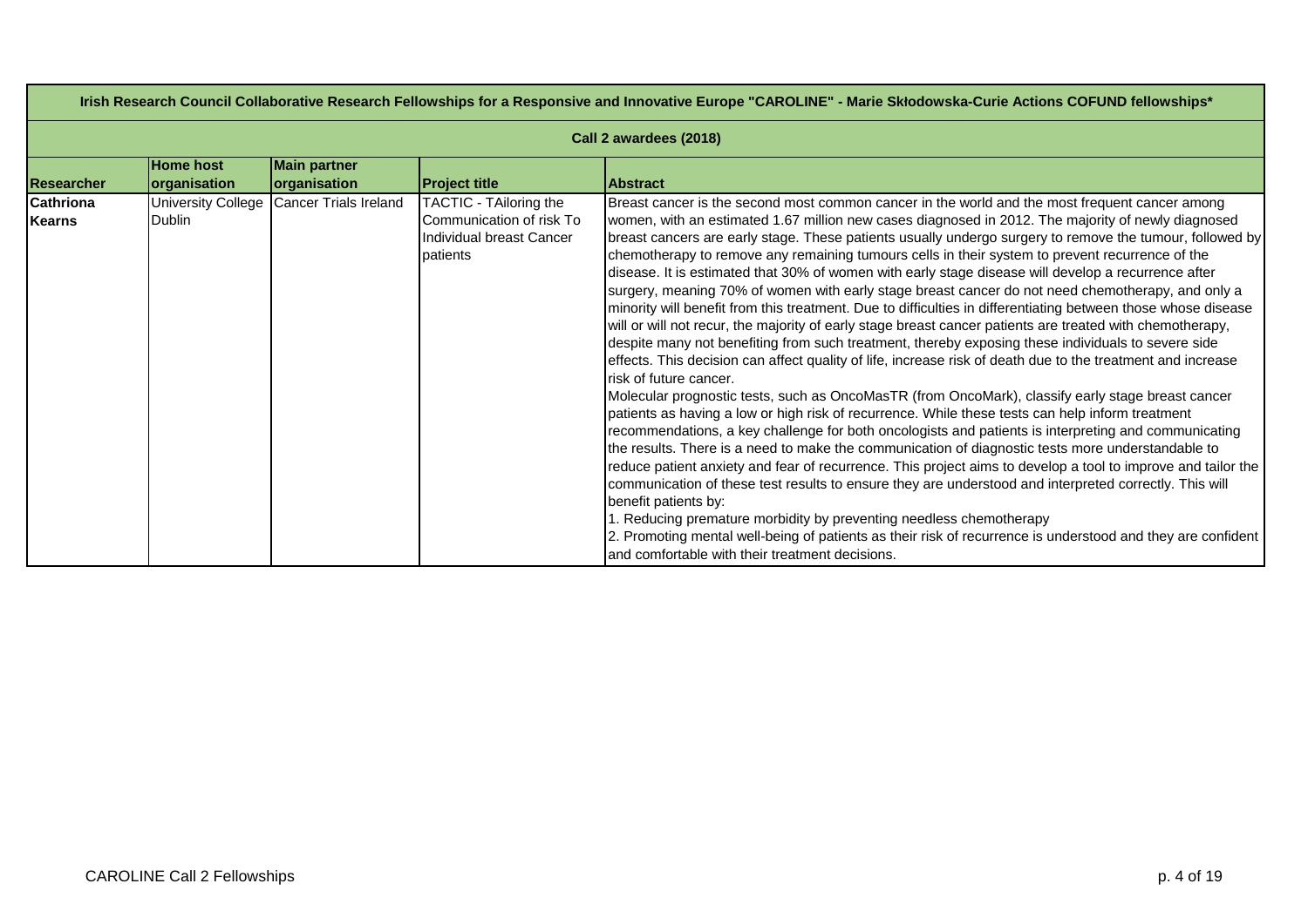| Irish Research Council Collaborative Research Fellowships for a Responsive and Innovative Europe "CAROLINE" - Marie Skłodowska-Curie Actions COFUND fellowships* | | | | |
|---|---|---|---|---|
| Call 2 awardees (2018) | | | | |
| **Researcher** | **Home host organisation** | **Main partner organisation** | **Project title** | **Abstract** |
| **Cathriona Kearns** | University College Dublin | Cancer Trials Ireland | TACTIC - TAiloring the Communication of risk To Individual breast Cancer patients | Breast cancer is the second most common cancer in the world and the most frequent cancer among women, with an estimated 1.67 million new cases diagnosed in 2012. The majority of newly diagnosed breast cancers are early stage. These patients usually undergo surgery to remove the tumour, followed by chemotherapy to remove any remaining tumours cells in their system to prevent recurrence of the disease. It is estimated that 30% of women with early stage disease will develop a recurrence after surgery, meaning 70% of women with early stage breast cancer do not need chemotherapy, and only a minority will benefit from this treatment. Due to difficulties in differentiating between those whose disease will or will not recur, the majority of early stage breast cancer patients are treated with chemotherapy, despite many not benefiting from such treatment, thereby exposing these individuals to severe side effects. This decision can affect quality of life, increase risk of death due to the treatment and increase risk of future cancer.<br>Molecular prognostic tests, such as OncoMasTR (from OncoMark), classify early stage breast cancer patients as having a low or high risk of recurrence. While these tests can help inform treatment recommendations, a key challenge for both oncologists and patients is interpreting and communicating the results. There is a need to make the communication of diagnostic tests more understandable to reduce patient anxiety and fear of recurrence. This project aims to develop a tool to improve and tailor the communication of these test results to ensure they are understood and interpreted correctly. This will benefit patients by:<br>1. Reducing premature morbidity by preventing needless chemotherapy<br>2. Promoting mental well-being of patients as their risk of recurrence is understood and they are confident and comfortable with their treatment decisions. |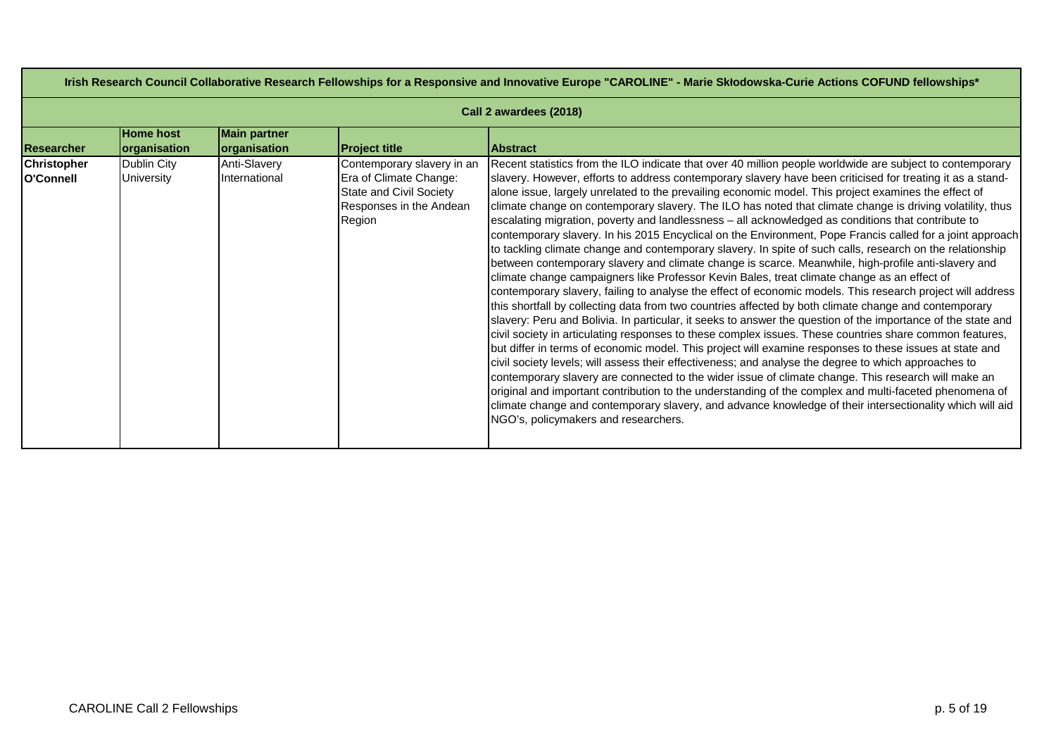| Irish Research Council Collaborative Research Fellowships for a Responsive and Innovative Europe "CAROLINE" - Marie Skłodowska-Curie Actions COFUND fellowships* | | | | |
|---|---|---|---|---|
| **Call 2 awardees (2018)** | | | | |
| **Researcher** | **Home host organisation** | **Main partner organisation** | **Project title** | **Abstract** |
| **Christopher O'Connell** | Dublin City University | Anti-Slavery International | Contemporary slavery in an Era of Climate Change: State and Civil Society Responses in the Andean Region | Recent statistics from the ILO indicate that over 40 million people worldwide are subject to contemporary slavery. However, efforts to address contemporary slavery have been criticised for treating it as a stand-alone issue, largely unrelated to the prevailing economic model. This project examines the effect of climate change on contemporary slavery. The ILO has noted that climate change is driving volatility, thus escalating migration, poverty and landlessness – all acknowledged as conditions that contribute to contemporary slavery. In his 2015 Encyclical on the Environment, Pope Francis called for a joint approach to tackling climate change and contemporary slavery. In spite of such calls, research on the relationship between contemporary slavery and climate change is scarce. Meanwhile, high-profile anti-slavery and climate change campaigners like Professor Kevin Bales, treat climate change as an effect of contemporary slavery, failing to analyse the effect of economic models. This research project will address this shortfall by collecting data from two countries affected by both climate change and contemporary slavery: Peru and Bolivia. In particular, it seeks to answer the question of the importance of the state and civil society in articulating responses to these complex issues. These countries share common features, but differ in terms of economic model. This project will examine responses to these issues at state and civil society levels; will assess their effectiveness; and analyse the degree to which approaches to contemporary slavery are connected to the wider issue of climate change. This research will make an original and important contribution to the understanding of the complex and multi-faceted phenomena of climate change and contemporary slavery, and advance knowledge of their intersectionality which will aid NGO's, policymakers and researchers. |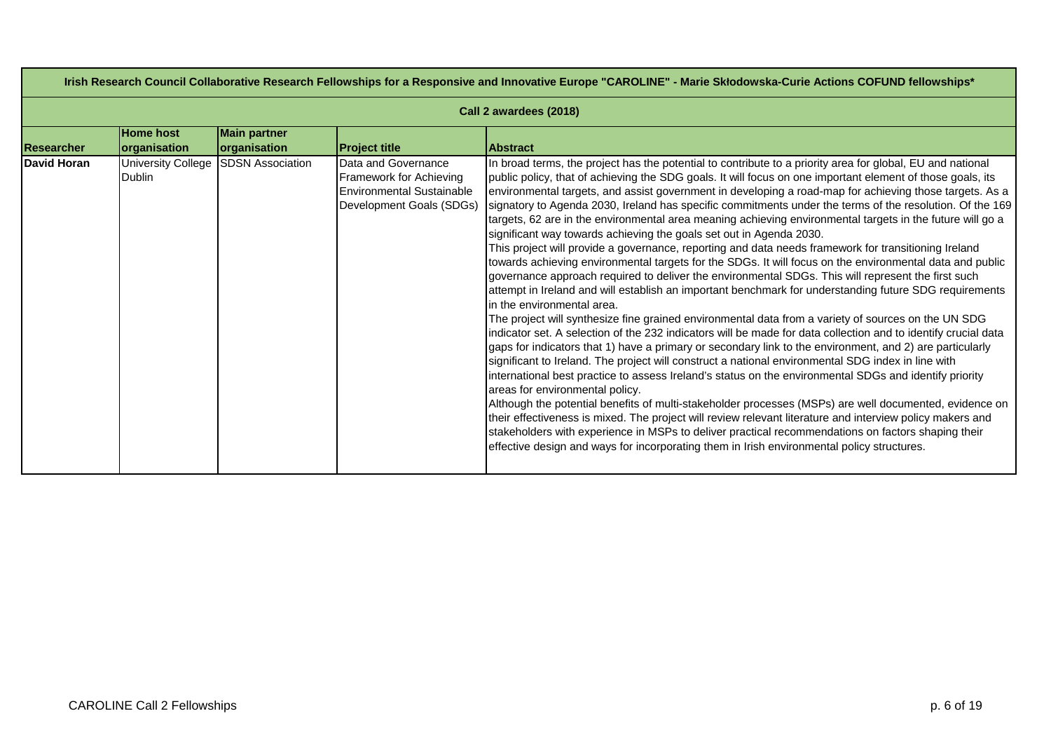| Irish Research Council Collaborative Research Fellowships for a Responsive and Innovative Europe "CAROLINE" - Marie Skłodowska-Curie Actions COFUND fellowships* | | | | |
|---|---|---|---|---|
| **Call 2 awardees (2018)** | | | | |
| **Researcher** | **Home host organisation** | **Main partner organisation** | **Project title** | **Abstract** |
| **David Horan** | University College Dublin | SDSN Association | Data and Governance Framework for Achieving Environmental Sustainable Development Goals (SDGs) | In broad terms, the project has the potential to contribute to a priority area for global, EU and national public policy, that of achieving the SDG goals. It will focus on one important element of those goals, its environmental targets, and assist government in developing a road-map for achieving those targets. As a signatory to Agenda 2030, Ireland has specific commitments under the terms of the resolution. Of the 169 targets, 62 are in the environmental area meaning achieving environmental targets in the future will go a significant way towards achieving the goals set out in Agenda 2030.<br>This project will provide a governance, reporting and data needs framework for transitioning Ireland towards achieving environmental targets for the SDGs. It will focus on the environmental data and public governance approach required to deliver the environmental SDGs. This will represent the first such attempt in Ireland and will establish an important benchmark for understanding future SDG requirements in the environmental area.<br>The project will synthesize fine grained environmental data from a variety of sources on the UN SDG indicator set. A selection of the 232 indicators will be made for data collection and to identify crucial data gaps for indicators that 1) have a primary or secondary link to the environment, and 2) are particularly significant to Ireland. The project will construct a national environmental SDG index in line with international best practice to assess Ireland's status on the environmental SDGs and identify priority areas for environmental policy.<br>Although the potential benefits of multi-stakeholder processes (MSPs) are well documented, evidence on their effectiveness is mixed. The project will review relevant literature and interview policy makers and stakeholders with experience in MSPs to deliver practical recommendations on factors shaping their effective design and ways for incorporating them in Irish environmental policy structures. |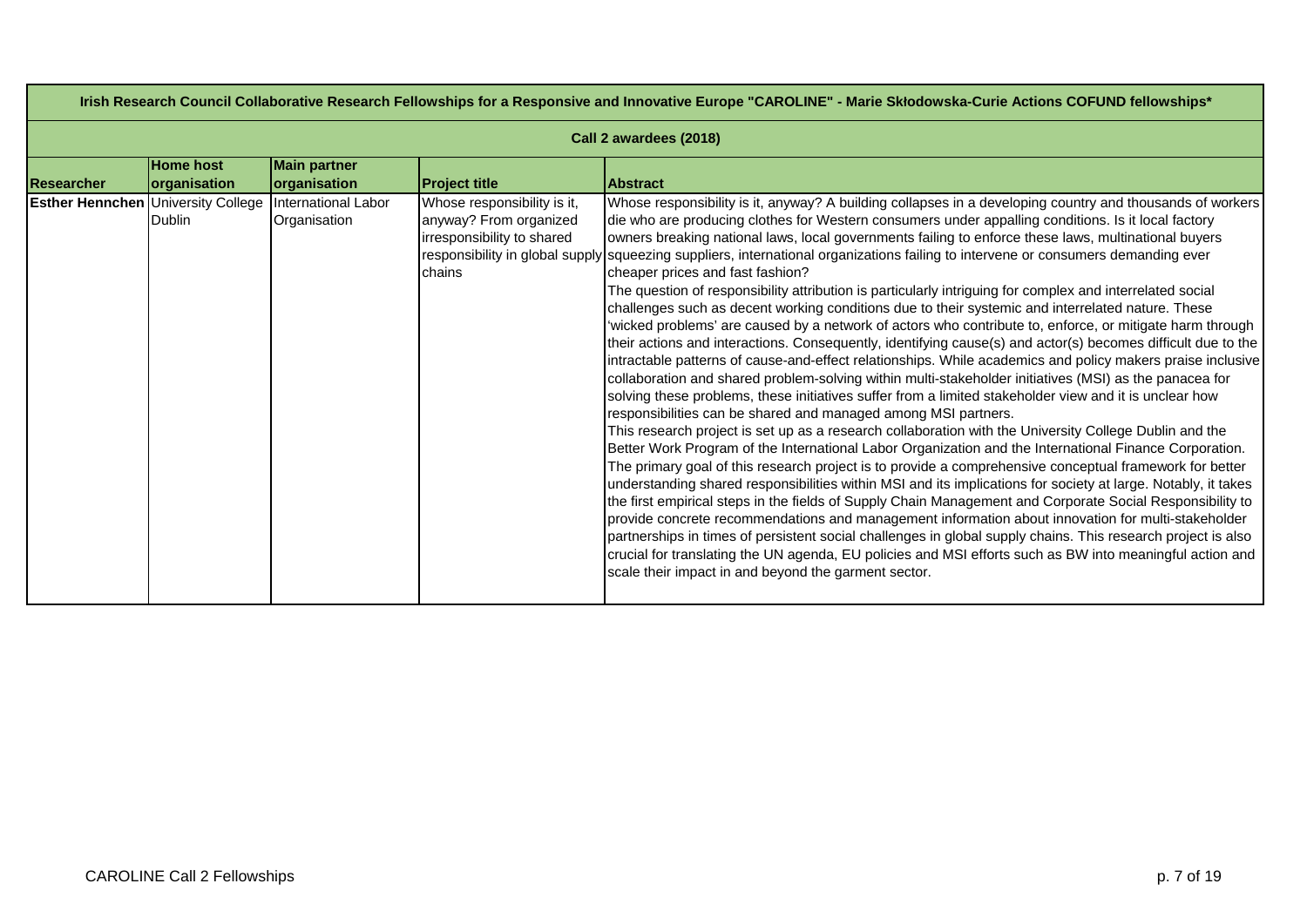| Irish Research Council Collaborative Research Fellowships for a Responsive and Innovative Europe "CAROLINE" - Marie Skłodowska-Curie Actions COFUND fellowships* | | | | |
|---|---|---|---|---|
| **Call 2 awardees (2018)** | | | | |
| **Researcher** | **Home host organisation** | **Main partner organisation** | **Project title** | **Abstract** |
| **Esther Hennchen** | University College Dublin | International Labor Organisation | Whose responsibility is it, anyway? From organized irresponsibility to shared responsibility in global supply chains | Whose responsibility is it, anyway? A building collapses in a developing country and thousands of workers die who are producing clothes for Western consumers under appalling conditions. Is it local factory owners breaking national laws, local governments failing to enforce these laws, multinational buyers squeezing suppliers, international organizations failing to intervene or consumers demanding ever cheaper prices and fast fashion?<br>The question of responsibility attribution is particularly intriguing for complex and interrelated social challenges such as decent working conditions due to their systemic and interrelated nature. These 'wicked problems' are caused by a network of actors who contribute to, enforce, or mitigate harm through their actions and interactions. Consequently, identifying cause(s) and actor(s) becomes difficult due to the intractable patterns of cause-and-effect relationships. While academics and policy makers praise inclusive collaboration and shared problem-solving within multi-stakeholder initiatives (MSI) as the panacea for solving these problems, these initiatives suffer from a limited stakeholder view and it is unclear how responsibilities can be shared and managed among MSI partners.<br>This research project is set up as a research collaboration with the University College Dublin and the Better Work Program of the International Labor Organization and the International Finance Corporation. The primary goal of this research project is to provide a comprehensive conceptual framework for better understanding shared responsibilities within MSI and its implications for society at large. Notably, it takes the first empirical steps in the fields of Supply Chain Management and Corporate Social Responsibility to provide concrete recommendations and management information about innovation for multi-stakeholder partnerships in times of persistent social challenges in global supply chains. This research project is also crucial for translating the UN agenda, EU policies and MSI efforts such as BW into meaningful action and scale their impact in and beyond the garment sector. |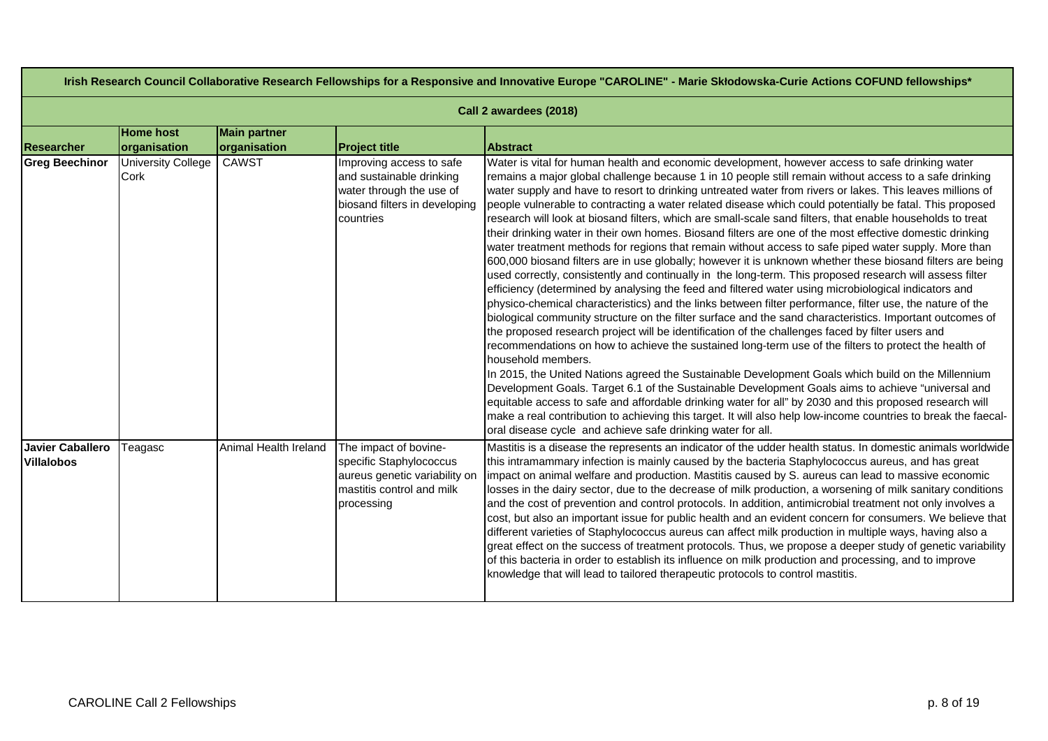| Irish Research Council Collaborative Research Fellowships for a Responsive and Innovative Europe "CAROLINE" - Marie Skłodowska-Curie Actions COFUND fellowships* | | | | |
|---|---|---|---|---|
| **Call 2 awardees (2018)** | | | | |
| **Researcher** | **Home host organisation** | **Main partner organisation** | **Project title** | **Abstract** |
| **Greg Beechinor** | University College Cork | CAWST | Improving access to safe and sustainable drinking water through the use of biosand filters in developing countries | Water is vital for human health and economic development, however access to safe drinking water remains a major global challenge because 1 in 10 people still remain without access to a safe drinking water supply and have to resort to drinking untreated water from rivers or lakes. This leaves millions of people vulnerable to contracting a water related disease which could potentially be fatal. This proposed research will look at biosand filters, which are small-scale sand filters, that enable households to treat their drinking water in their own homes. Biosand filters are one of the most effective domestic drinking water treatment methods for regions that remain without access to safe piped water supply. More than 600,000 biosand filters are in use globally; however it is unknown whether these biosand filters are being used correctly, consistently and continually in the long-term. This proposed research will assess filter efficiency (determined by analysing the feed and filtered water using microbiological indicators and physico-chemical characteristics) and the links between filter performance, filter use, the nature of the biological community structure on the filter surface and the sand characteristics. Important outcomes of the proposed research project will be identification of the challenges faced by filter users and recommendations on how to achieve the sustained long-term use of the filters to protect the health of household members.<br>In 2015, the United Nations agreed the Sustainable Development Goals which build on the Millennium Development Goals. Target 6.1 of the Sustainable Development Goals aims to achieve "universal and equitable access to safe and affordable drinking water for all" by 2030 and this proposed research will make a real contribution to achieving this target. It will also help low-income countries to break the faecal-oral disease cycle and achieve safe drinking water for all. |
| **Javier Caballero Villalobos** | Teagasc | Animal Health Ireland | The impact of bovine-specific Staphylococcus aureus genetic variability on mastitis control and milk processing | Mastitis is a disease the represents an indicator of the udder health status. In domestic animals worldwide this intramammary infection is mainly caused by the bacteria Staphylococcus aureus, and has great impact on animal welfare and production. Mastitis caused by S. aureus can lead to massive economic losses in the dairy sector, due to the decrease of milk production, a worsening of milk sanitary conditions and the cost of prevention and control protocols. In addition, antimicrobial treatment not only involves a cost, but also an important issue for public health and an evident concern for consumers. We believe that different varieties of Staphylococcus aureus can affect milk production in multiple ways, having also a great effect on the success of treatment protocols. Thus, we propose a deeper study of genetic variability of this bacteria in order to establish its influence on milk production and processing, and to improve knowledge that will lead to tailored therapeutic protocols to control mastitis. |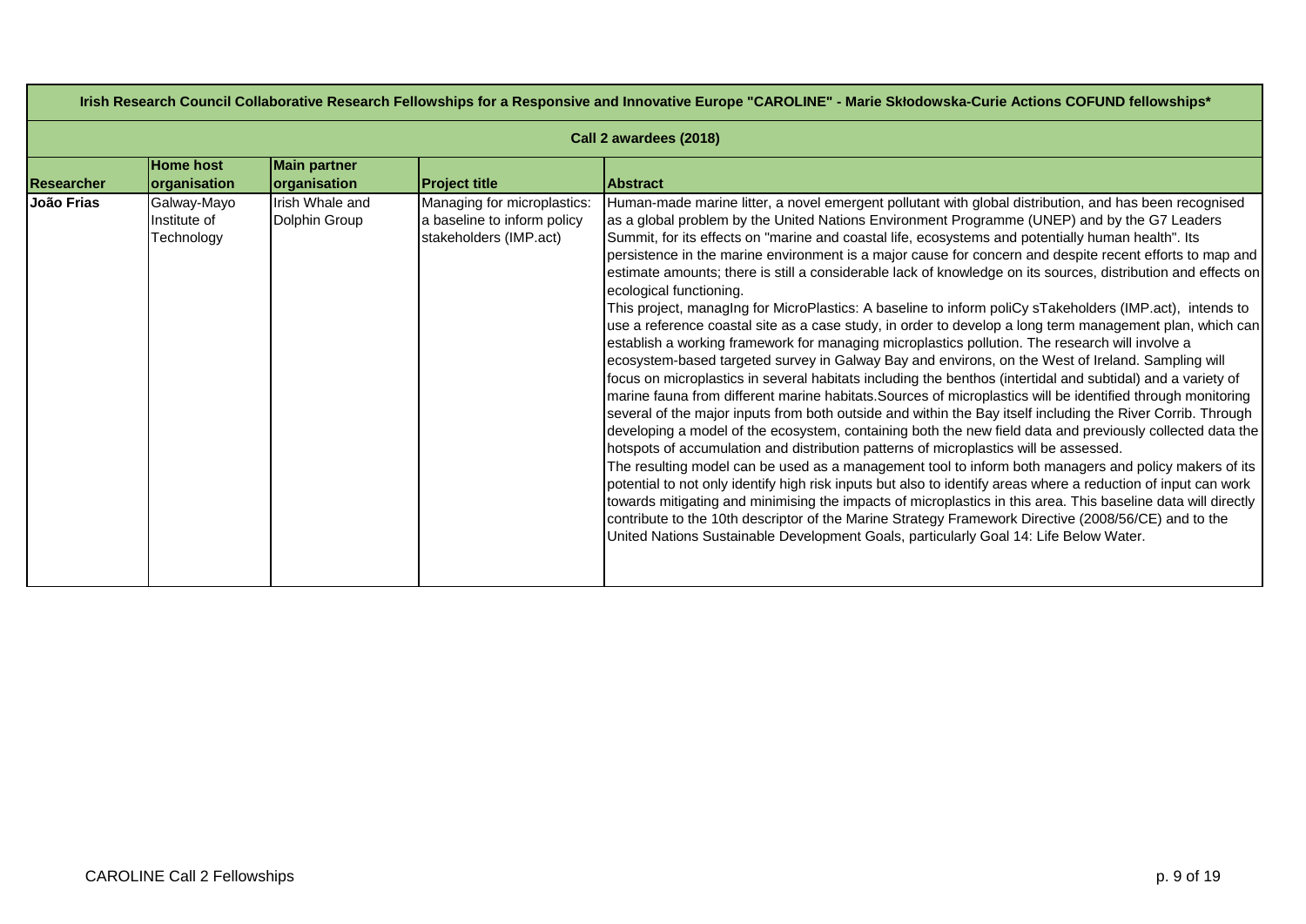| Irish Research Council Collaborative Research Fellowships for a Responsive and Innovative Europe "CAROLINE" - Marie Skłodowska-Curie Actions COFUND fellowships* | | | | |
|---|---|---|---|---|
| Call 2 awardees (2018) | | | | |
| **Researcher** | **Home host organisation** | **Main partner organisation** | **Project title** | **Abstract** |
| **João Frias** | Galway-Mayo Institute of Technology | Irish Whale and Dolphin Group | Managing for microplastics: a baseline to inform policy stakeholders (IMP.act) | Human-made marine litter, a novel emergent pollutant with global distribution, and has been recognised as a global problem by the United Nations Environment Programme (UNEP) and by the G7 Leaders Summit, for its effects on "marine and coastal life, ecosystems and potentially human health". Its persistence in the marine environment is a major cause for concern and despite recent efforts to map and estimate amounts; there is still a considerable lack of knowledge on its sources, distribution and effects on ecological functioning.<br>This project, managIng for MicroPlastics: A baseline to inform poliCy sTakeholders (IMP.act), intends to use a reference coastal site as a case study, in order to develop a long term management plan, which can establish a working framework for managing microplastics pollution. The research will involve a ecosystem-based targeted survey in Galway Bay and environs, on the West of Ireland. Sampling will focus on microplastics in several habitats including the benthos (intertidal and subtidal) and a variety of marine fauna from different marine habitats.Sources of microplastics will be identified through monitoring several of the major inputs from both outside and within the Bay itself including the River Corrib. Through developing a model of the ecosystem, containing both the new field data and previously collected data the hotspots of accumulation and distribution patterns of microplastics will be assessed.<br>The resulting model can be used as a management tool to inform both managers and policy makers of its potential to not only identify high risk inputs but also to identify areas where a reduction of input can work towards mitigating and minimising the impacts of microplastics in this area. This baseline data will directly contribute to the 10th descriptor of the Marine Strategy Framework Directive (2008/56/CE) and to the United Nations Sustainable Development Goals, particularly Goal 14: Life Below Water. |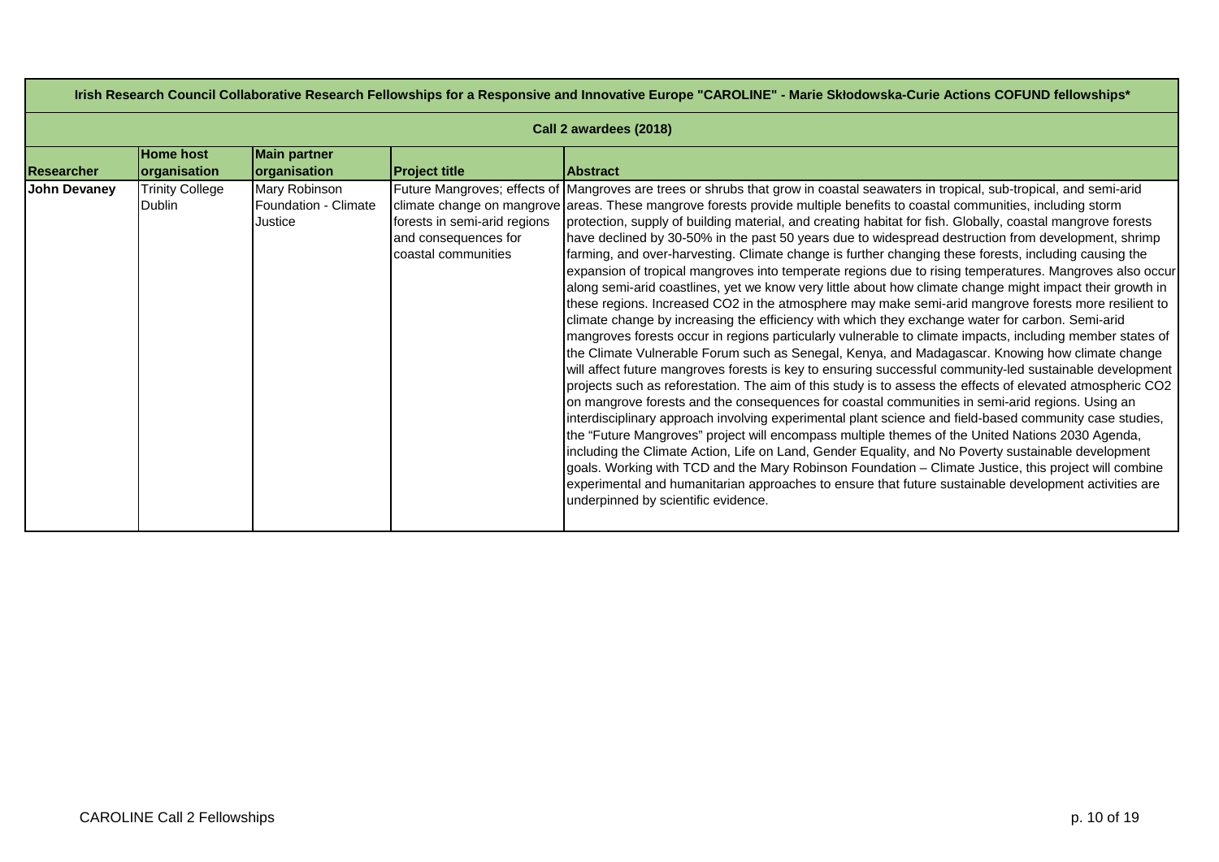| Irish Research Council Collaborative Research Fellowships for a Responsive and Innovative Europe "CAROLINE" - Marie Skłodowska-Curie Actions COFUND fellowships* | | | | |
|---|---|---|---|---|
| Call 2 awardees (2018) | | | | |
| **Researcher** | **Home host organisation** | **Main partner organisation** | **Project title** | **Abstract** |
| **John Devaney** | Trinity College Dublin | Mary Robinson Foundation - Climate Justice | Future Mangroves; effects of climate change on mangrove forests in semi-arid regions and consequences for coastal communities | Mangroves are trees or shrubs that grow in coastal seawaters in tropical, sub-tropical, and semi-arid areas. These mangrove forests provide multiple benefits to coastal communities, including storm protection, supply of building material, and creating habitat for fish. Globally, coastal mangrove forests have declined by 30-50% in the past 50 years due to widespread destruction from development, shrimp farming, and over-harvesting. Climate change is further changing these forests, including causing the expansion of tropical mangroves into temperate regions due to rising temperatures. Mangroves also occur along semi-arid coastlines, yet we know very little about how climate change might impact their growth in these regions. Increased $CO_2$ in the atmosphere may make semi-arid mangrove forests more resilient to climate change by increasing the efficiency with which they exchange water for carbon. Semi-arid mangroves forests occur in regions particularly vulnerable to climate impacts, including member states of the Climate Vulnerable Forum such as Senegal, Kenya, and Madagascar. Knowing how climate change will affect future mangroves forests is key to ensuring successful community-led sustainable development projects such as reforestation. The aim of this study is to assess the effects of elevated atmospheric $CO_2$ on mangrove forests and the consequences for coastal communities in semi-arid regions. Using an interdisciplinary approach involving experimental plant science and field-based community case studies, the "Future Mangroves" project will encompass multiple themes of the United Nations 2030 Agenda, including the Climate Action, Life on Land, Gender Equality, and No Poverty sustainable development goals. Working with TCD and the Mary Robinson Foundation – Climate Justice, this project will combine experimental and humanitarian approaches to ensure that future sustainable development activities are underpinned by scientific evidence. |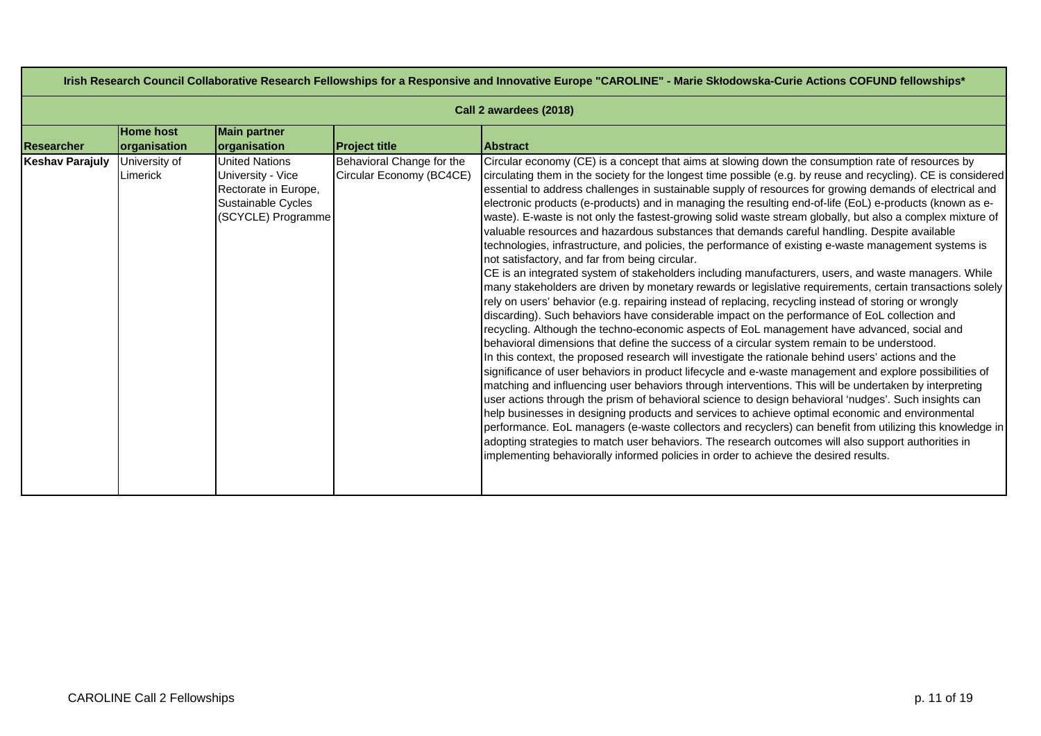| Irish Research Council Collaborative Research Fellowships for a Responsive and Innovative Europe "CAROLINE" - Marie Skłodowska-Curie Actions COFUND fellowships* | | | | |
|---|---|---|---|---|
| **Call 2 awardees (2018)** | | | | |
| **Researcher** | **Home host organisation** | **Main partner organisation** | **Project title** | **Abstract** |
| **Keshav Parajuly** | University of Limerick | United Nations University - Vice Rectorate in Europe, Sustainable Cycles (SCYCLE) Programme | Behavioral Change for the Circular Economy (BC4CE) | Circular economy (CE) is a concept that aims at slowing down the consumption rate of resources by circulating them in the society for the longest time possible (e.g. by reuse and recycling). CE is considered essential to address challenges in sustainable supply of resources for growing demands of electrical and electronic products (e-products) and in managing the resulting end-of-life (EoL) e-products (known as e-waste). E-waste is not only the fastest-growing solid waste stream globally, but also a complex mixture of valuable resources and hazardous substances that demands careful handling. Despite available technologies, infrastructure, and policies, the performance of existing e-waste management systems is not satisfactory, and far from being circular.<br>CE is an integrated system of stakeholders including manufacturers, users, and waste managers. While many stakeholders are driven by monetary rewards or legislative requirements, certain transactions solely rely on users' behavior (e.g. repairing instead of replacing, recycling instead of storing or wrongly discarding). Such behaviors have considerable impact on the performance of EoL collection and recycling. Although the techno-economic aspects of EoL management have advanced, social and behavioral dimensions that define the success of a circular system remain to be understood.<br>In this context, the proposed research will investigate the rationale behind users' actions and the significance of user behaviors in product lifecycle and e-waste management and explore possibilities of matching and influencing user behaviors through interventions. This will be undertaken by interpreting user actions through the prism of behavioral science to design behavioral 'nudges'. Such insights can help businesses in designing products and services to achieve optimal economic and environmental performance. EoL managers (e-waste collectors and recyclers) can benefit from utilizing this knowledge in adopting strategies to match user behaviors. The research outcomes will also support authorities in implementing behaviorally informed policies in order to achieve the desired results. |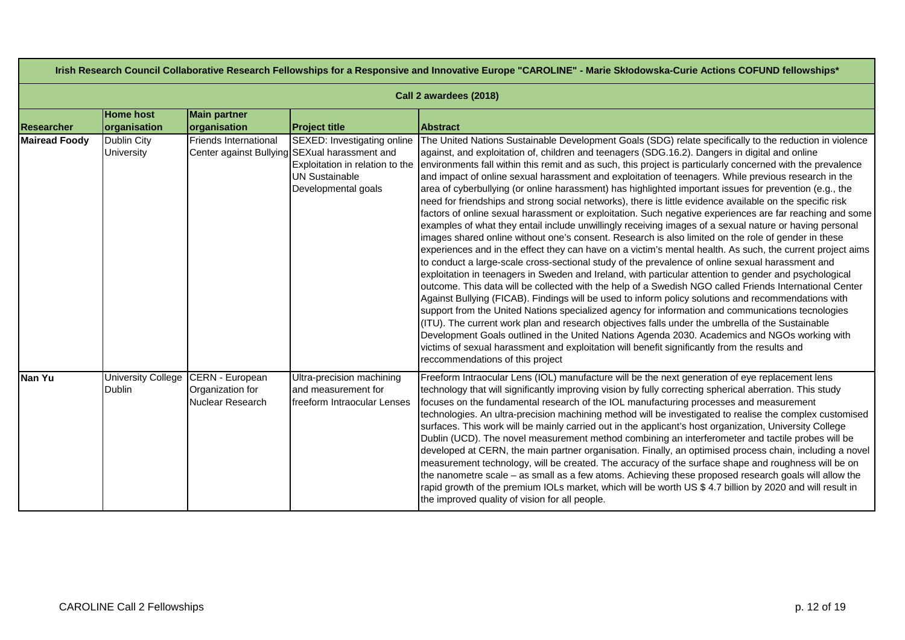| Irish Research Council Collaborative Research Fellowships for a Responsive and Innovative Europe "CAROLINE" - Marie Skłodowska-Curie Actions COFUND fellowships* | | | | |
|---|---|---|---|---|
| **Call 2 awardees (2018)** | | | | |
| **Researcher** | **Home host organisation** | **Main partner organisation** | **Project title** | **Abstract** |
| **Mairead Foody** | Dublin City University | Friends International Center against Bullying | SEXED: Investigating online SEXual harassment and Exploitation in relation to the UN Sustainable Developmental goals | The United Nations Sustainable Development Goals (SDG) relate specifically to the reduction in violence against, and exploitation of, children and teenagers (SDG.16.2). Dangers in digital and online environments fall within this remit and as such, this project is particularly concerned with the prevalence and impact of online sexual harassment and exploitation of teenagers. While previous research in the area of cyberbullying (or online harassment) has highlighted important issues for prevention (e.g., the need for friendships and strong social networks), there is little evidence available on the specific risk factors of online sexual harassment or exploitation. Such negative experiences are far reaching and some examples of what they entail include unwillingly receiving images of a sexual nature or having personal images shared online without one's consent. Research is also limited on the role of gender in these experiences and in the effect they can have on a victim's mental health. As such, the current project aims to conduct a large-scale cross-sectional study of the prevalence of online sexual harassment and exploitation in teenagers in Sweden and Ireland, with particular attention to gender and psychological outcome. This data will be collected with the help of a Swedish NGO called Friends International Center Against Bullying (FICAB). Findings will be used to inform policy solutions and recommendations with support from the United Nations specialized agency for information and communications tecnologies (ITU). The current work plan and research objectives falls under the umbrella of the Sustainable Development Goals outlined in the United Nations Agenda 2030. Academics and NGOs working with victims of sexual harassment and exploitation will benefit significantly from the results and reccommendations of this project |
| **Nan Yu** | University College Dublin | CERN - European Organization for Nuclear Research | Ultra-precision machining and measurement for freeform Intraocular Lenses | Freeform Intraocular Lens (IOL) manufacture will be the next generation of eye replacement lens technology that will significantly improving vision by fully correcting spherical aberration. This study focuses on the fundamental research of the IOL manufacturing processes and measurement technologies. An ultra-precision machining method will be investigated to realise the complex customised surfaces. This work will be mainly carried out in the applicant's host organization, University College Dublin (UCD). The novel measurement method combining an interferometer and tactile probes will be developed at CERN, the main partner organisation. Finally, an optimised process chain, including a novel measurement technology, will be created. The accuracy of the surface shape and roughness will be on the nanometre scale – as small as a few atoms. Achieving these proposed research goals will allow the rapid growth of the premium IOLs market, which will be worth US $ 4.7 billion by 2020 and will result in the improved quality of vision for all people. |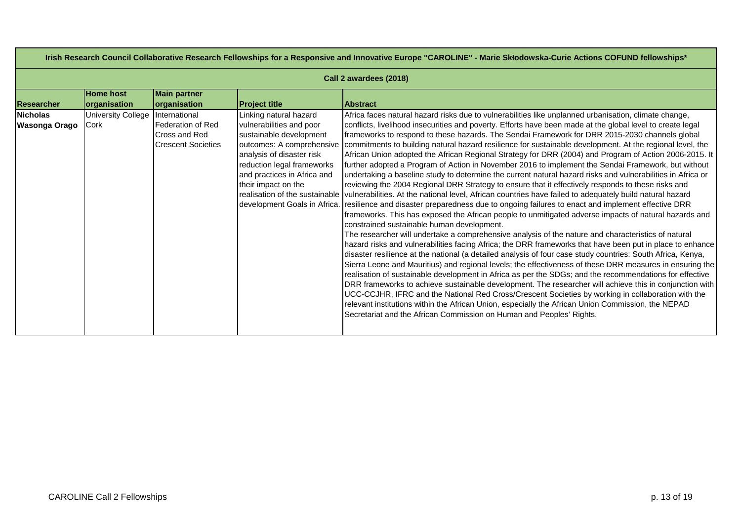| Irish Research Council Collaborative Research Fellowships for a Responsive and Innovative Europe "CAROLINE" - Marie Skłodowska-Curie Actions COFUND fellowships* | | | | |
|---|---|---|---|---|
| **Call 2 awardees (2018)** | | | | |
| **Researcher** | **Home host organisation** | **Main partner organisation** | **Project title** | **Abstract** |
| **Nicholas Wasonga Orago** | University College Cork | International Federation of Red Cross and Red Crescent Societies | Linking natural hazard vulnerabilities and poor sustainable development outcomes: A comprehensive analysis of disaster risk reduction legal frameworks and practices in Africa and their impact on the realisation of the sustainable development Goals in Africa. | Africa faces natural hazard risks due to vulnerabilities like unplanned urbanisation, climate change, conflicts, livelihood insecurities and poverty. Efforts have been made at the global level to create legal frameworks to respond to these hazards. The Sendai Framework for DRR 2015-2030 channels global commitments to building natural hazard resilience for sustainable development. At the regional level, the African Union adopted the African Regional Strategy for DRR (2004) and Program of Action 2006-2015. It further adopted a Program of Action in November 2016 to implement the Sendai Framework, but without undertaking a baseline study to determine the current natural hazard risks and vulnerabilities in Africa or reviewing the 2004 Regional DRR Strategy to ensure that it effectively responds to these risks and vulnerabilities. At the national level, African countries have failed to adequately build natural hazard resilience and disaster preparedness due to ongoing failures to enact and implement effective DRR frameworks. This has exposed the African people to unmitigated adverse impacts of natural hazards and constrained sustainable human development.<br>The researcher will undertake a comprehensive analysis of the nature and characteristics of natural hazard risks and vulnerabilities facing Africa; the DRR frameworks that have been put in place to enhance disaster resilience at the national (a detailed analysis of four case study countries: South Africa, Kenya, Sierra Leone and Mauritius) and regional levels; the effectiveness of these DRR measures in ensuring the realisation of sustainable development in Africa as per the SDGs; and the recommendations for effective DRR frameworks to achieve sustainable development. The researcher will achieve this in conjunction with UCC-CCJHR, IFRC and the National Red Cross/Crescent Societies by working in collaboration with the relevant institutions within the African Union, especially the African Union Commission, the NEPAD Secretariat and the African Commission on Human and Peoples' Rights. |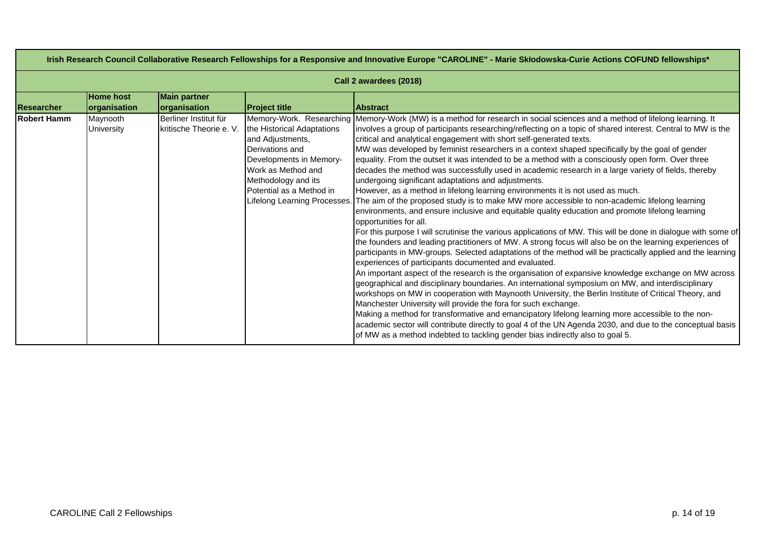| Irish Research Council Collaborative Research Fellowships for a Responsive and Innovative Europe "CAROLINE" - Marie Skłodowska-Curie Actions COFUND fellowships* | | | | |
|---|---|---|---|---|
| **Call 2 awardees (2018)** | | | | |
| **Researcher** | **Home host organisation** | **Main partner organisation** | **Project title** | **Abstract** |
| **Robert Hamm** | Maynooth University | Berliner Institut für kritische Theorie e. V. | Memory-Work. Researching the Historical Adaptations and Adjustments, Derivations and Developments in Memory-Work as Method and Methodology and its Potential as a Method in Lifelong Learning Processes. | Memory-Work (MW) is a method for research in social sciences and a method of lifelong learning. It involves a group of participants researching/reflecting on a topic of shared interest. Central to MW is the critical and analytical engagement with short self-generated texts.<br>MW was developed by feminist researchers in a context shaped specifically by the goal of gender equality. From the outset it was intended to be a method with a consciously open form. Over three decades the method was successfully used in academic research in a large variety of fields, thereby undergoing significant adaptations and adjustments.<br>However, as a method in lifelong learning environments it is not used as much.<br>The aim of the proposed study is to make MW more accessible to non-academic lifelong learning environments, and ensure inclusive and equitable quality education and promote lifelong learning opportunities for all.<br>For this purpose I will scrutinise the various applications of MW. This will be done in dialogue with some of the founders and leading practitioners of MW. A strong focus will also be on the learning experiences of participants in MW-groups. Selected adaptations of the method will be practically applied and the learning experiences of participants documented and evaluated.<br>An important aspect of the research is the organisation of expansive knowledge exchange on MW across geographical and disciplinary boundaries. An international symposium on MW, and interdisciplinary workshops on MW in cooperation with Maynooth University, the Berlin Institute of Critical Theory, and Manchester University will provide the fora for such exchange.<br>Making a method for transformative and emancipatory lifelong learning more accessible to the non-academic sector will contribute directly to goal 4 of the UN Agenda 2030, and due to the conceptual basis of MW as a method indebted to tackling gender bias indirectly also to goal 5. |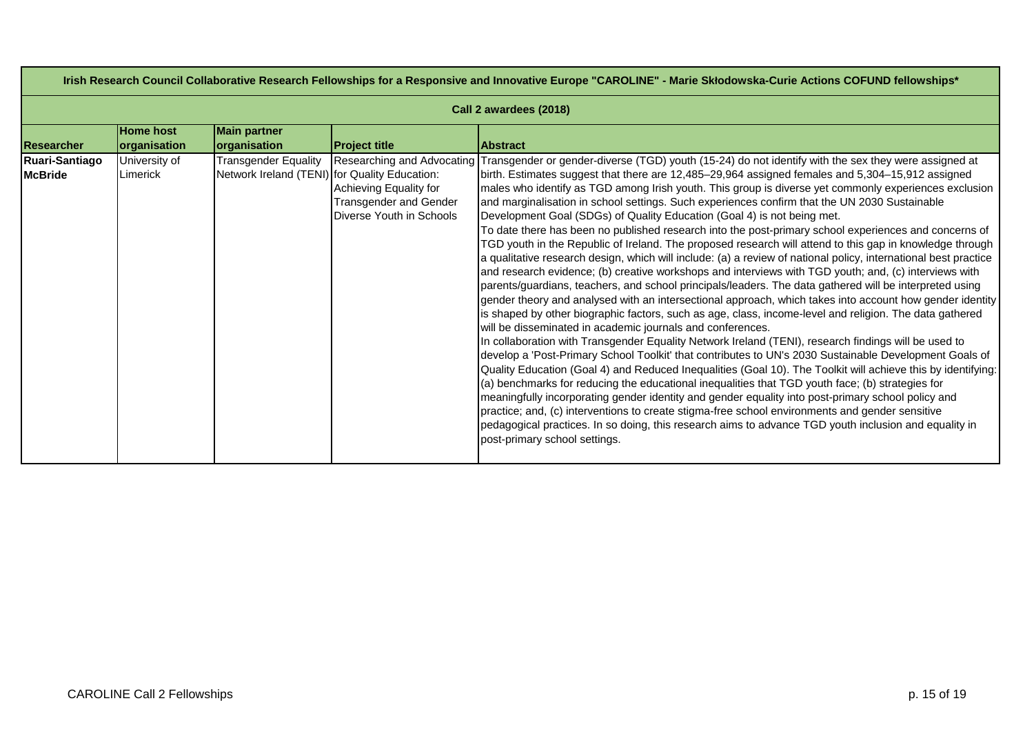**Irish Research Council Collaborative Research Fellowships for a Responsive and Innovative Europe "CAROLINE" - Marie Skłodowska-Curie Actions COFUND fellowships***

**Call 2 awardees (2018)**

| Researcher | Home host organisation | Main partner organisation | Project title | Abstract |
|---|---|---|---|---|
| **Ruari-Santiago McBride** | University of Limerick | Transgender Equality Network Ireland (TENI) | Researching and Advocating for Quality Education: Achieving Equality for Transgender and Gender Diverse Youth in Schools | Transgender or gender-diverse (TGD) youth (15-24) do not identify with the sex they were assigned at birth. Estimates suggest that there are 12,485–29,964 assigned females and 5,304–15,912 assigned males who identify as TGD among Irish youth. This group is diverse yet commonly experiences exclusion and marginalisation in school settings. Such experiences confirm that the UN 2030 Sustainable Development Goal (SDGs) of Quality Education (Goal 4) is not being met.<br>To date there has been no published research into the post-primary school experiences and concerns of TGD youth in the Republic of Ireland. The proposed research will attend to this gap in knowledge through a qualitative research design, which will include: (a) a review of national policy, international best practice and research evidence; (b) creative workshops and interviews with TGD youth; and, (c) interviews with parents/guardians, teachers, and school principals/leaders. The data gathered will be interpreted using gender theory and analysed with an intersectional approach, which takes into account how gender identity is shaped by other biographic factors, such as age, class, income-level and religion. The data gathered will be disseminated in academic journals and conferences.<br>In collaboration with Transgender Equality Network Ireland (TENI), research findings will be used to develop a 'Post-Primary School Toolkit' that contributes to UN's 2030 Sustainable Development Goals of Quality Education (Goal 4) and Reduced Inequalities (Goal 10). The Toolkit will achieve this by identifying: (a) benchmarks for reducing the educational inequalities that TGD youth face; (b) strategies for meaningfully incorporating gender identity and gender equality into post-primary school policy and practice; and, (c) interventions to create stigma-free school environments and gender sensitive pedagogical practices. In so doing, this research aims to advance TGD youth inclusion and equality in post-primary school settings. |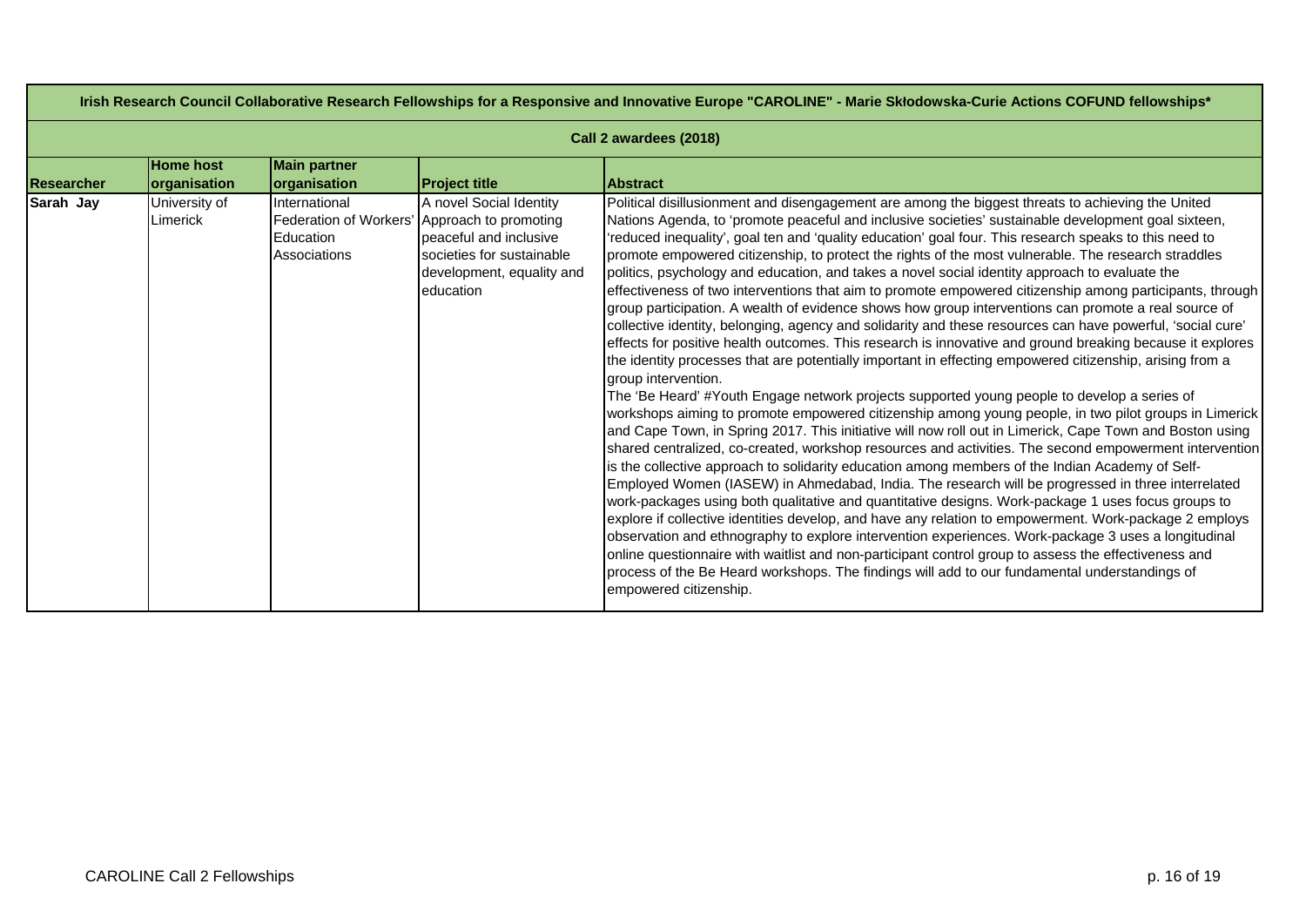| Irish Research Council Collaborative Research Fellowships for a Responsive and Innovative Europe "CAROLINE" - Marie Skłodowska-Curie Actions COFUND fellowships* | | | | |
|---|---|---|---|---|
| **Call 2 awardees (2018)** | | | | |
| **Researcher** | **Home host organisation** | **Main partner organisation** | **Project title** | **Abstract** |
| **Sarah Jay** | University of Limerick | International Federation of Workers' Education Associations | A novel Social Identity Approach to promoting peaceful and inclusive societies for sustainable development, equality and education | Political disillusionment and disengagement are among the biggest threats to achieving the United Nations Agenda, to 'promote peaceful and inclusive societies' sustainable development goal sixteen, 'reduced inequality', goal ten and 'quality education' goal four. This research speaks to this need to promote empowered citizenship, to protect the rights of the most vulnerable. The research straddles politics, psychology and education, and takes a novel social identity approach to evaluate the effectiveness of two interventions that aim to promote empowered citizenship among participants, through group participation. A wealth of evidence shows how group interventions can promote a real source of collective identity, belonging, agency and solidarity and these resources can have powerful, 'social cure' effects for positive health outcomes. This research is innovative and ground breaking because it explores the identity processes that are potentially important in effecting empowered citizenship, arising from a group intervention.<br>The 'Be Heard' #Youth Engage network projects supported young people to develop a series of workshops aiming to promote empowered citizenship among young people, in two pilot groups in Limerick and Cape Town, in Spring 2017. This initiative will now roll out in Limerick, Cape Town and Boston using shared centralized, co-created, workshop resources and activities. The second empowerment intervention is the collective approach to solidarity education among members of the Indian Academy of Self-Employed Women (IASEW) in Ahmedabad, India. The research will be progressed in three interrelated work-packages using both qualitative and quantitative designs. Work-package 1 uses focus groups to explore if collective identities develop, and have any relation to empowerment. Work-package 2 employs observation and ethnography to explore intervention experiences. Work-package 3 uses a longitudinal online questionnaire with waitlist and non-participant control group to assess the effectiveness and process of the Be Heard workshops. The findings will add to our fundamental understandings of empowered citizenship. |

CAROLINE Call 2 Fellowships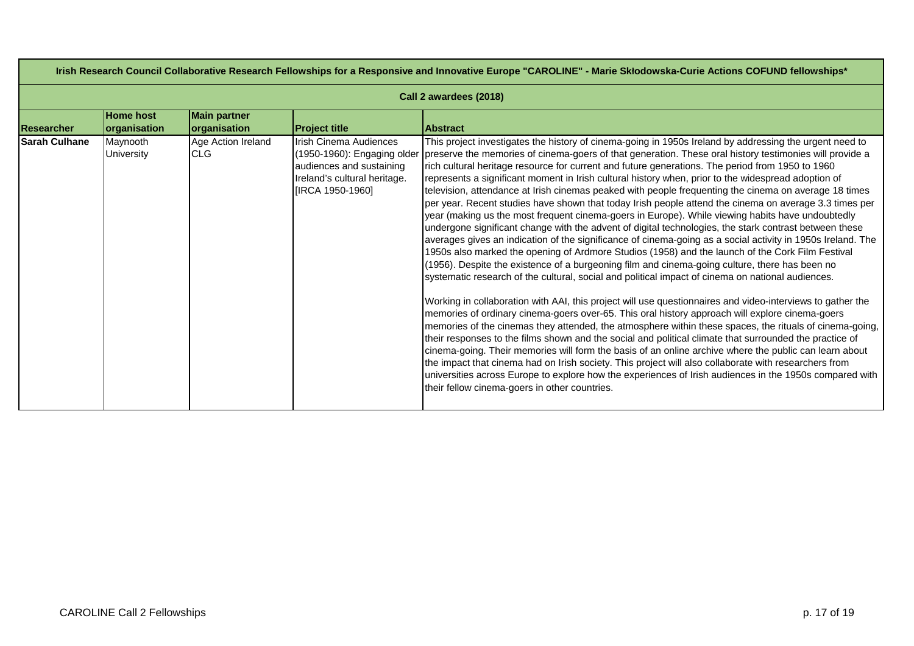| Irish Research Council Collaborative Research Fellowships for a Responsive and Innovative Europe "CAROLINE" - Marie Skłodowska-Curie Actions COFUND fellowships* | | | | |
|---|---|---|---|---|
| Call 2 awardees (2018) | | | | |
| **Researcher** | **Home host organisation** | **Main partner organisation** | **Project title** | **Abstract** |
| **Sarah Culhane** | Maynooth University | Age Action Ireland CLG | Irish Cinema Audiences (1950-1960): Engaging older audiences and sustaining Ireland's cultural heritage. [IRCA 1950-1960] | This project investigates the history of cinema-going in 1950s Ireland by addressing the urgent need to preserve the memories of cinema-goers of that generation. These oral history testimonies will provide a rich cultural heritage resource for current and future generations. The period from 1950 to 1960 represents a significant moment in Irish cultural history when, prior to the widespread adoption of television, attendance at Irish cinemas peaked with people frequenting the cinema on average 18 times per year. Recent studies have shown that today Irish people attend the cinema on average 3.3 times per year (making us the most frequent cinema-goers in Europe). While viewing habits have undoubtedly undergone significant change with the advent of digital technologies, the stark contrast between these averages gives an indication of the significance of cinema-going as a social activity in 1950s Ireland. The 1950s also marked the opening of Ardmore Studios (1958) and the launch of the Cork Film Festival (1956). Despite the existence of a burgeoning film and cinema-going culture, there has been no systematic research of the cultural, social and political impact of cinema on national audiences.<br><br>Working in collaboration with AAI, this project will use questionnaires and video-interviews to gather the memories of ordinary cinema-goers over-65. This oral history approach will explore cinema-goers memories of the cinemas they attended, the atmosphere within these spaces, the rituals of cinema-going, their responses to the films shown and the social and political climate that surrounded the practice of cinema-going. Their memories will form the basis of an online archive where the public can learn about the impact that cinema had on Irish society. This project will also collaborate with researchers from universities across Europe to explore how the experiences of Irish audiences in the 1950s compared with their fellow cinema-goers in other countries. |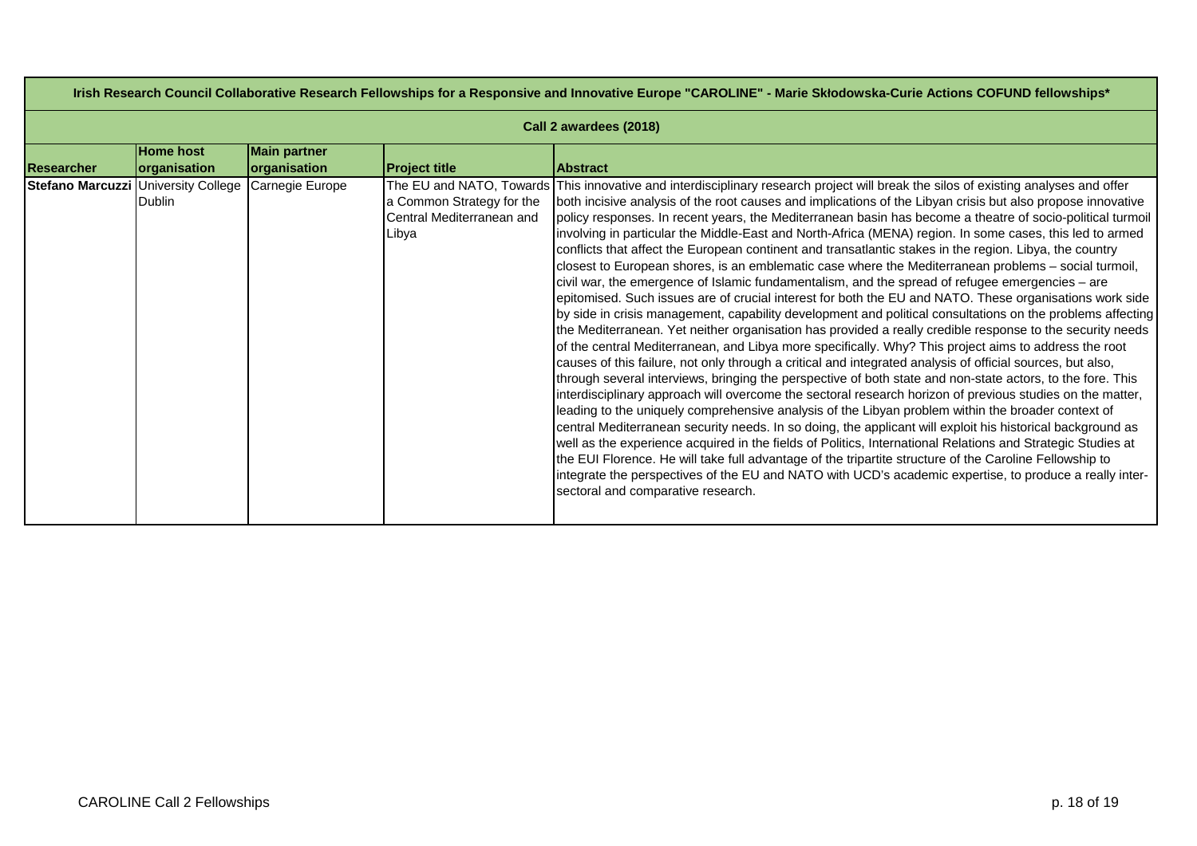# Irish Research Council Collaborative Research Fellowships for a Responsive and Innovative Europe "CAROLINE" - Marie Skłodowska-Curie Actions COFUND fellowships*

## Call 2 awardees (2018)

| Researcher | Home host organisation | Main partner organisation | Project title | Abstract |
|---|---|---|---|---|
| **Stefano Marcuzzi** | University College Dublin | Carnegie Europe | The EU and NATO, Towards a Common Strategy for the Central Mediterranean and Libya | This innovative and interdisciplinary research project will break the silos of existing analyses and offer both incisive analysis of the root causes and implications of the Libyan crisis but also propose innovative policy responses. In recent years, the Mediterranean basin has become a theatre of socio-political turmoil involving in particular the Middle-East and North-Africa (MENA) region. In some cases, this led to armed conflicts that affect the European continent and transatlantic stakes in the region. Libya, the country closest to European shores, is an emblematic case where the Mediterranean problems – social turmoil, civil war, the emergence of Islamic fundamentalism, and the spread of refugee emergencies – are epitomised. Such issues are of crucial interest for both the EU and NATO. These organisations work side by side in crisis management, capability development and political consultations on the problems affecting the Mediterranean. Yet neither organisation has provided a really credible response to the security needs of the central Mediterranean, and Libya more specifically. Why? This project aims to address the root causes of this failure, not only through a critical and integrated analysis of official sources, but also, through several interviews, bringing the perspective of both state and non-state actors, to the fore. This interdisciplinary approach will overcome the sectoral research horizon of previous studies on the matter, leading to the uniquely comprehensive analysis of the Libyan problem within the broader context of central Mediterranean security needs. In so doing, the applicant will exploit his historical background as well as the experience acquired in the fields of Politics, International Relations and Strategic Studies at the EUI Florence. He will take full advantage of the tripartite structure of the Caroline Fellowship to integrate the perspectives of the EU and NATO with UCD's academic expertise, to produce a really inter-sectoral and comparative research. |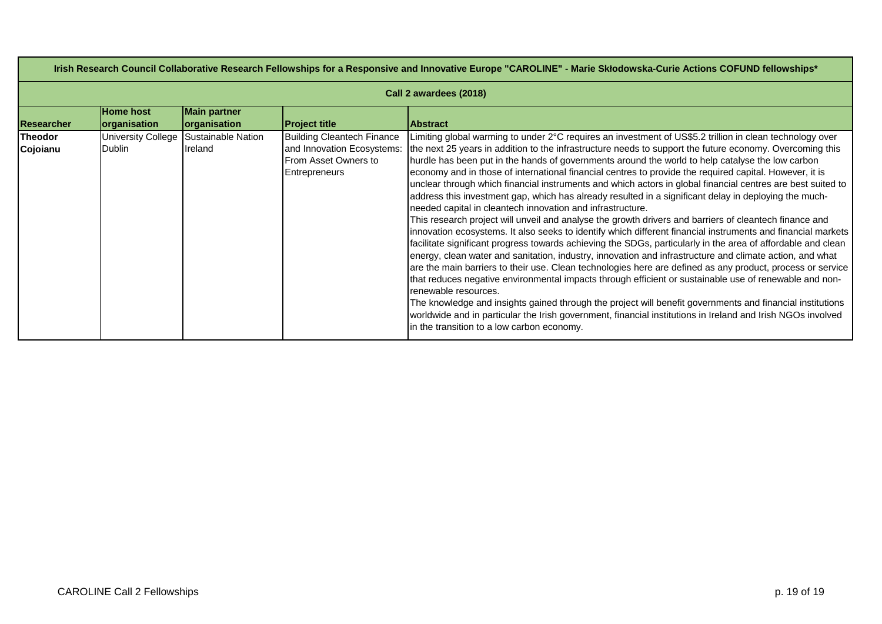**Irish Research Council Collaborative Research Fellowships for a Responsive and Innovative Europe "CAROLINE" - Marie Skłodowska-Curie Actions COFUND fellowships***

**Call 2 awardees (2018)**

| Researcher | Home host organisation | Main partner organisation | Project title | Abstract |
|---|---|---|---|---|
| **Theodor Cojoianu** | University College Dublin | Sustainable Nation Ireland | Building Cleantech Finance and Innovation Ecosystems: From Asset Owners to Entrepreneurs | Limiting global warming to under 2°C requires an investment of US$5.2 trillion in clean technology over the next 25 years in addition to the infrastructure needs to support the future economy. Overcoming this hurdle has been put in the hands of governments around the world to help catalyse the low carbon economy and in those of international financial centres to provide the required capital. However, it is unclear through which financial instruments and which actors in global financial centres are best suited to address this investment gap, which has already resulted in a significant delay in deploying the much-needed capital in cleantech innovation and infrastructure.<br>This research project will unveil and analyse the growth drivers and barriers of cleantech finance and innovation ecosystems. It also seeks to identify which different financial instruments and financial markets facilitate significant progress towards achieving the SDGs, particularly in the area of affordable and clean energy, clean water and sanitation, industry, innovation and infrastructure and climate action, and what are the main barriers to their use. Clean technologies here are defined as any product, process or service that reduces negative environmental impacts through efficient or sustainable use of renewable and non-renewable resources.<br>The knowledge and insights gained through the project will benefit governments and financial institutions worldwide and in particular the Irish government, financial institutions in Ireland and Irish NGOs involved in the transition to a low carbon economy. |